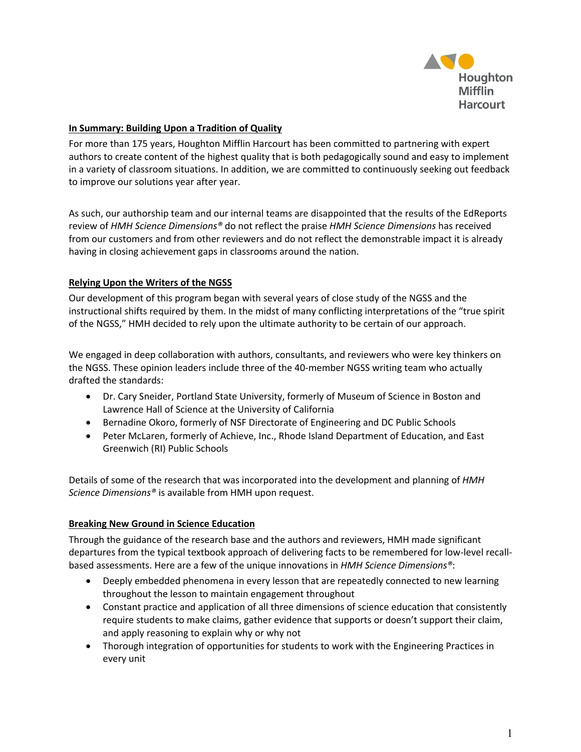Houghton Mifflin Harcourt

## In Summary: Building Upon a Tradition of Quality

For more than 175 years, Houghton Mifflin Harcourt has been committed to partnering with expert authors to create content of the highest quality that is both pedagogically sound and easy to implement in a variety of classroom situations. In addition, we are committed to continuously seeking out feedback to improve our solutions year after year.

As such, our authorship team and our internal teams are disappointed that the results of the EdReports review of *HMH Science Dimensions®* do not reflect the praise *HMH Science Dimensions* has received from our customers and from other reviewers and do not reflect the demonstrable impact it is already having in closing achievement gaps in classrooms around the nation.

## Relying Upon the Writers of the NGSS

Our development of this program began with several years of close study of the NGSS and the instructional shifts required by them. In the midst of many conflicting interpretations of the "true spirit of the NGSS," HMH decided to rely upon the ultimate authority to be certain of our approach.

We engaged in deep collaboration with authors, consultants, and reviewers who were key thinkers on the NGSS. These opinion leaders include three of the 40-member NGSS writing team who actually drafted the standards:

- Dr. Cary Sneider, Portland State University, formerly of Museum of Science in Boston and Lawrence Hall of Science at the University of California
- Bernadine Okoro, formerly of NSF Directorate of Engineering and DC Public Schools
- Peter McLaren, formerly of Achieve, Inc., Rhode Island Department of Education, and East Greenwich (RI) Public Schools

Details of some of the research that was incorporated into the development and planning of *HMH Science Dimensions®* is available from HMH upon request.

## Breaking New Ground in Science Education

Through the guidance of the research base and the authors and reviewers, HMH made significant departures from the typical textbook approach of delivering facts to be remembered for low-level recall-based assessments. Here are a few of the unique innovations in *HMH Science Dimensions®*:

- Deeply embedded phenomena in every lesson that are repeatedly connected to new learning throughout the lesson to maintain engagement throughout
- Constant practice and application of all three dimensions of science education that consistently require students to make claims, gather evidence that supports or doesn't support their claim, and apply reasoning to explain why or why not
- Thorough integration of opportunities for students to work with the Engineering Practices in every unit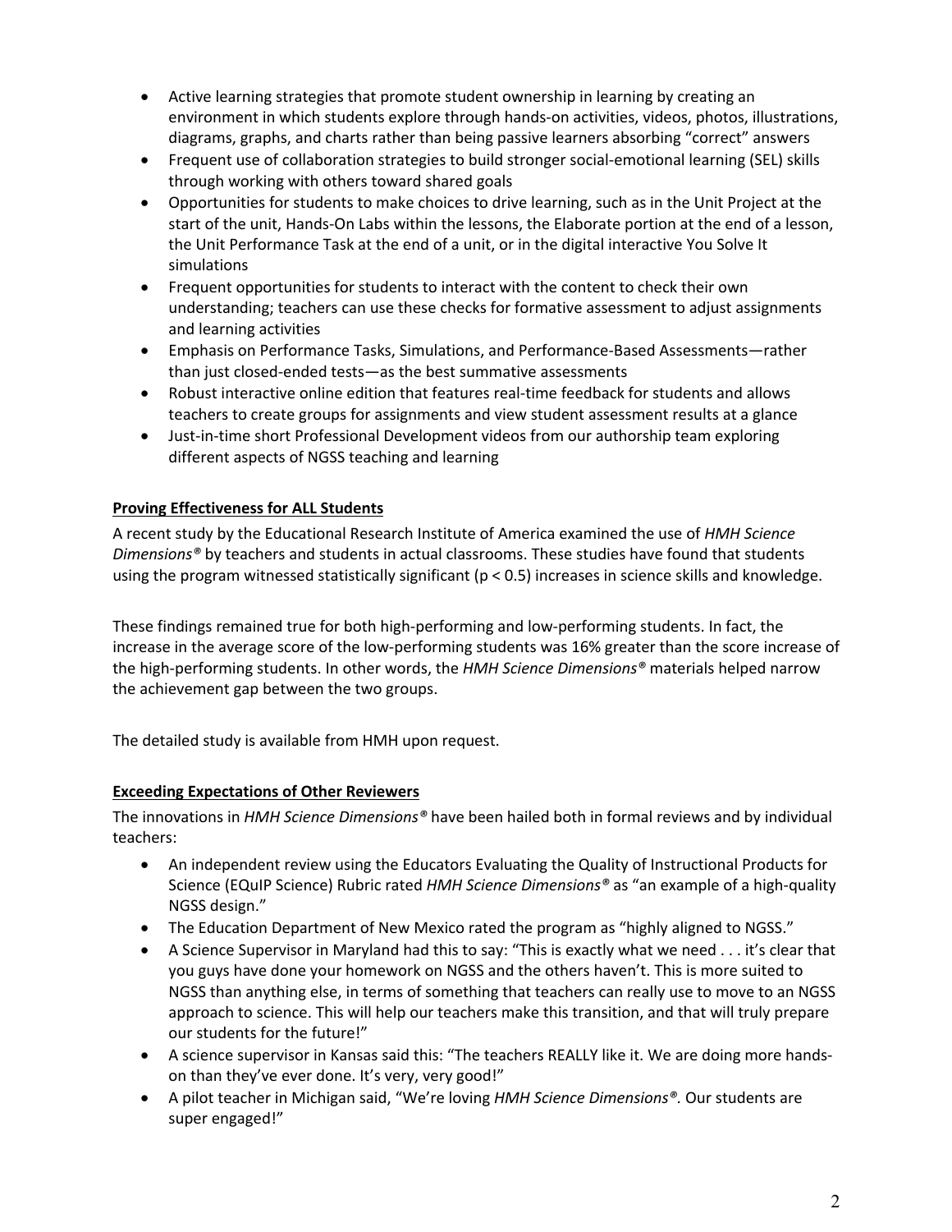- Active learning strategies that promote student ownership in learning by creating an environment in which students explore through hands-on activities, videos, photos, illustrations, diagrams, graphs, and charts rather than being passive learners absorbing "correct" answers
- Frequent use of collaboration strategies to build stronger social-emotional learning (SEL) skills through working with others toward shared goals
- Opportunities for students to make choices to drive learning, such as in the Unit Project at the start of the unit, Hands-On Labs within the lessons, the Elaborate portion at the end of a lesson, the Unit Performance Task at the end of a unit, or in the digital interactive You Solve It simulations
- Frequent opportunities for students to interact with the content to check their own understanding; teachers can use these checks for formative assessment to adjust assignments and learning activities
- Emphasis on Performance Tasks, Simulations, and Performance-Based Assessments—rather than just closed-ended tests—as the best summative assessments
- Robust interactive online edition that features real-time feedback for students and allows teachers to create groups for assignments and view student assessment results at a glance
- Just-in-time short Professional Development videos from our authorship team exploring different aspects of NGSS teaching and learning

**<u>Proving Effectiveness for ALL Students</u>**

A recent study by the Educational Research Institute of America examined the use of *HMH Science Dimensions®* by teachers and students in actual classrooms. These studies have found that students using the program witnessed statistically significant ($p < 0.5$) increases in science skills and knowledge.

These findings remained true for both high-performing and low-performing students. In fact, the increase in the average score of the low-performing students was 16% greater than the score increase of the high-performing students. In other words, the *HMH Science Dimensions®* materials helped narrow the achievement gap between the two groups.

The detailed study is available from HMH upon request.

**<u>Exceeding Expectations of Other Reviewers</u>**

The innovations in *HMH Science Dimensions®* have been hailed both in formal reviews and by individual teachers:

- An independent review using the Educators Evaluating the Quality of Instructional Products for Science (EQuIP Science) Rubric rated *HMH Science Dimensions®* as "an example of a high-quality NGSS design."
- The Education Department of New Mexico rated the program as "highly aligned to NGSS."
- A Science Supervisor in Maryland had this to say: "This is exactly what we need . . . it's clear that you guys have done your homework on NGSS and the others haven't. This is more suited to NGSS than anything else, in terms of something that teachers can really use to move to an NGSS approach to science. This will help our teachers make this transition, and that will truly prepare our students for the future!"
- A science supervisor in Kansas said this: "The teachers REALLY like it. We are doing more hands-on than they've ever done. It's very, very good!"
- A pilot teacher in Michigan said, "We're loving *HMH Science Dimensions®.* Our students are super engaged!"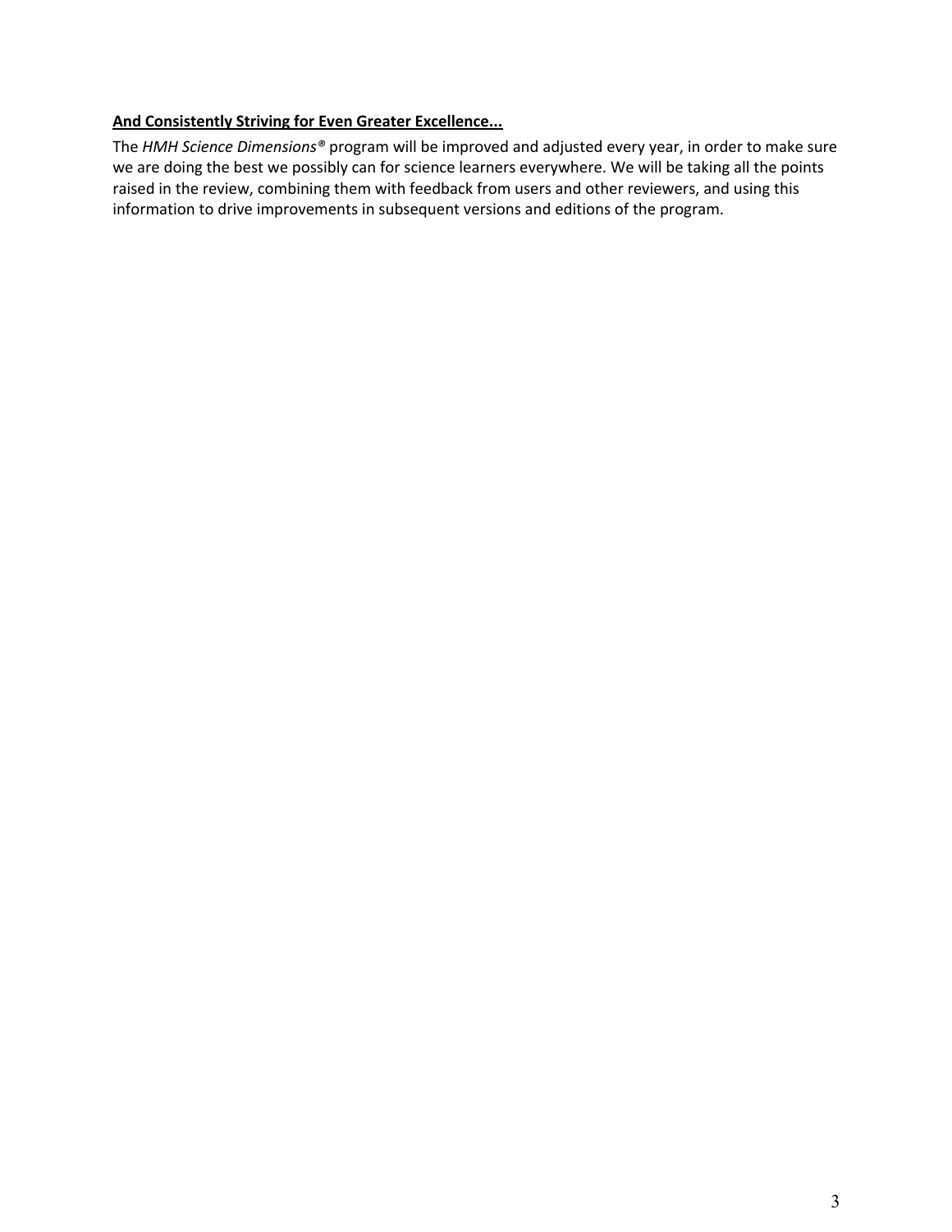**And Consistently Striving for Even Greater Excellence...**

The *HMH Science Dimensions®* program will be improved and adjusted every year, in order to make sure we are doing the best we possibly can for science learners everywhere. We will be taking all the points raised in the review, combining them with feedback from users and other reviewers, and using this information to drive improvements in subsequent versions and editions of the program.